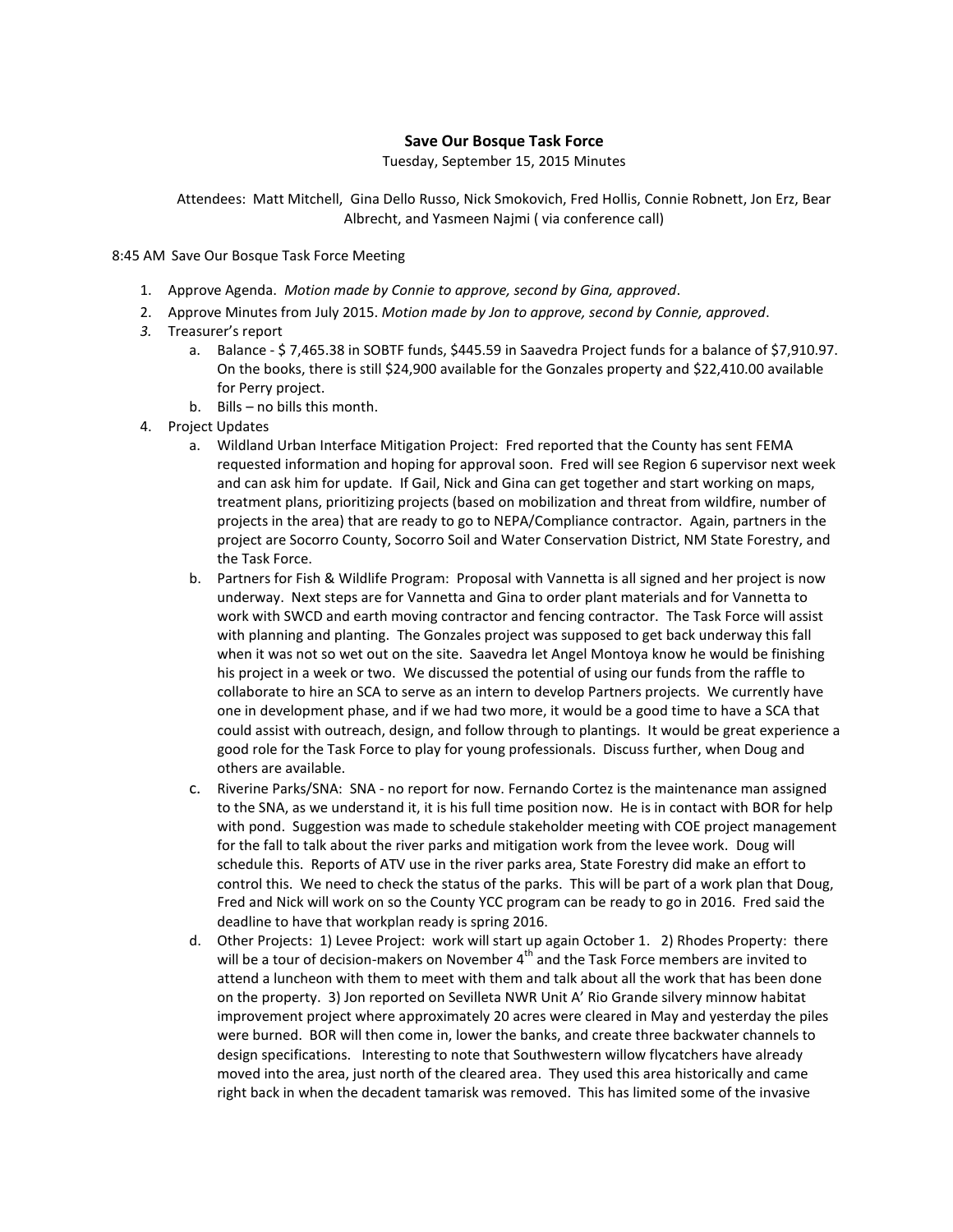**Save Our Bosque Task Force**

Tuesday, September 15, 2015 Minutes

Attendees: Matt Mitchell, Gina Dello Russo, Nick Smokovich, Fred Hollis, Connie Robnett, Jon Erz, Bear Albrecht, and Yasmeen Najmi ( via conference call)

8:45 AM Save Our Bosque Task Force Meeting

1. Approve Agenda. *Motion made by Connie to approve, second by Gina, approved*.
2. Approve Minutes from July 2015. *Motion made by Jon to approve, second by Connie, approved*.
3. Treasurer's report
   a. Balance - $ 7,465.38 in SOBTF funds, $445.59 in Saavedra Project funds for a balance of $7,910.97. On the books, there is still $24,900 available for the Gonzales property and $22,410.00 available for Perry project.
   b. Bills – no bills this month.
4. Project Updates
   a. Wildland Urban Interface Mitigation Project: Fred reported that the County has sent FEMA requested information and hoping for approval soon. Fred will see Region 6 supervisor next week and can ask him for update. If Gail, Nick and Gina can get together and start working on maps, treatment plans, prioritizing projects (based on mobilization and threat from wildfire, number of projects in the area) that are ready to go to NEPA/Compliance contractor. Again, partners in the project are Socorro County, Socorro Soil and Water Conservation District, NM State Forestry, and the Task Force.
   b. Partners for Fish & Wildlife Program: Proposal with Vannetta is all signed and her project is now underway. Next steps are for Vannetta and Gina to order plant materials and for Vannetta to work with SWCD and earth moving contractor and fencing contractor. The Task Force will assist with planning and planting. The Gonzales project was supposed to get back underway this fall when it was not so wet out on the site. Saavedra let Angel Montoya know he would be finishing his project in a week or two. We discussed the potential of using our funds from the raffle to collaborate to hire an SCA to serve as an intern to develop Partners projects. We currently have one in development phase, and if we had two more, it would be a good time to have a SCA that could assist with outreach, design, and follow through to plantings. It would be great experience a good role for the Task Force to play for young professionals. Discuss further, when Doug and others are available.
   c. Riverine Parks/SNA: SNA - no report for now. Fernando Cortez is the maintenance man assigned to the SNA, as we understand it, it is his full time position now. He is in contact with BOR for help with pond. Suggestion was made to schedule stakeholder meeting with COE project management for the fall to talk about the river parks and mitigation work from the levee work. Doug will schedule this. Reports of ATV use in the river parks area, State Forestry did make an effort to control this. We need to check the status of the parks. This will be part of a work plan that Doug, Fred and Nick will work on so the County YCC program can be ready to go in 2016. Fred said the deadline to have that workplan ready is spring 2016.
   d. Other Projects: 1) Levee Project: work will start up again October 1. 2) Rhodes Property: there will be a tour of decision-makers on November 4th and the Task Force members are invited to attend a luncheon with them to meet with them and talk about all the work that has been done on the property. 3) Jon reported on Sevilleta NWR Unit A' Rio Grande silvery minnow habitat improvement project where approximately 20 acres were cleared in May and yesterday the piles were burned. BOR will then come in, lower the banks, and create three backwater channels to design specifications. Interesting to note that Southwestern willow flycatchers have already moved into the area, just north of the cleared area. They used this area historically and came right back in when the decadent tamarisk was removed. This has limited some of the invasive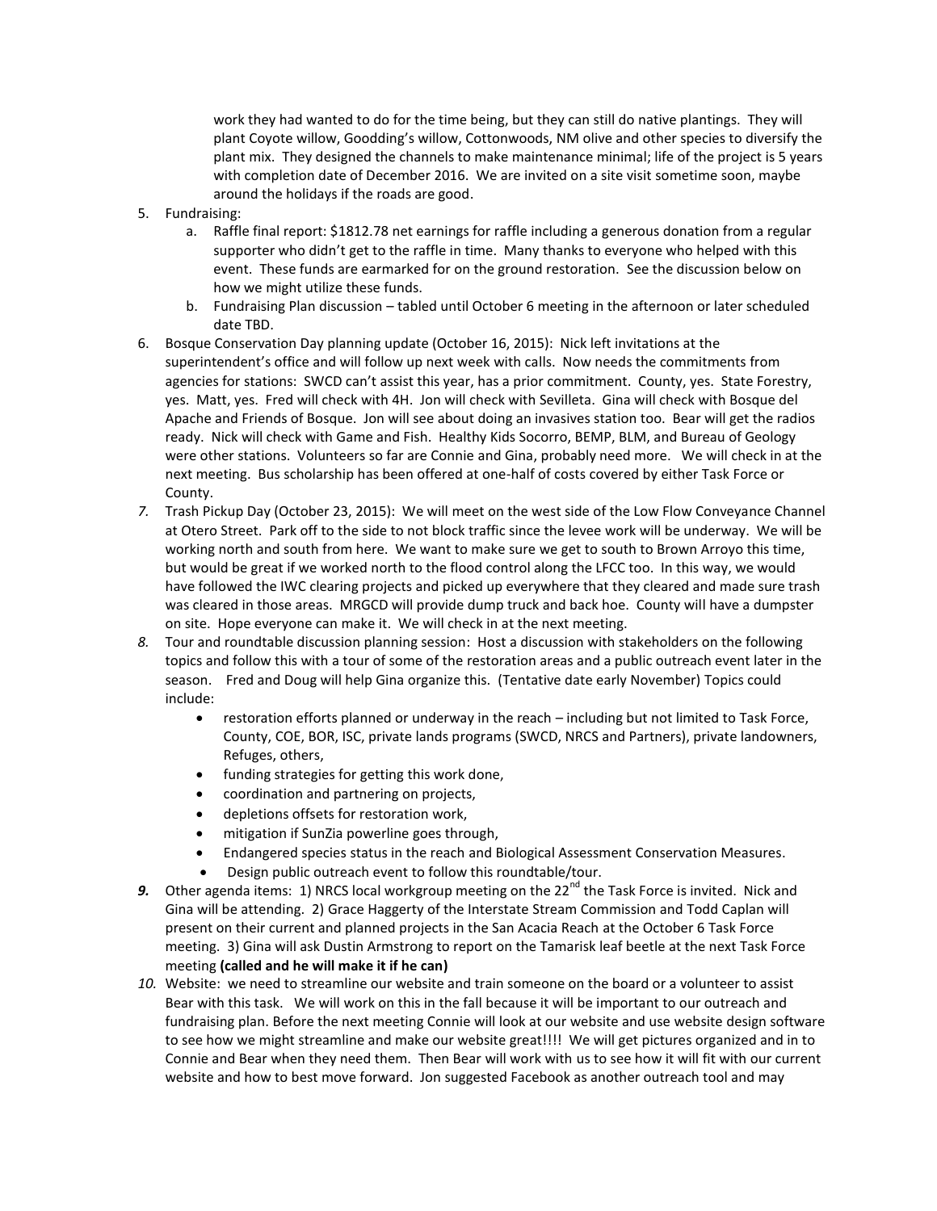work they had wanted to do for the time being, but they can still do native plantings. They will plant Coyote willow, Goodding's willow, Cottonwoods, NM olive and other species to diversify the plant mix. They designed the channels to make maintenance minimal; life of the project is 5 years with completion date of December 2016. We are invited on a site visit sometime soon, maybe around the holidays if the roads are good.

5. Fundraising:
   a. Raffle final report: $1812.78 net earnings for raffle including a generous donation from a regular supporter who didn't get to the raffle in time. Many thanks to everyone who helped with this event. These funds are earmarked for on the ground restoration. See the discussion below on how we might utilize these funds.
   b. Fundraising Plan discussion – tabled until October 6 meeting in the afternoon or later scheduled date TBD.
6. Bosque Conservation Day planning update (October 16, 2015): Nick left invitations at the superintendent's office and will follow up next week with calls. Now needs the commitments from agencies for stations: SWCD can't assist this year, has a prior commitment. County, yes. State Forestry, yes. Matt, yes. Fred will check with 4H. Jon will check with Sevilleta. Gina will check with Bosque del Apache and Friends of Bosque. Jon will see about doing an invasives station too. Bear will get the radios ready. Nick will check with Game and Fish. Healthy Kids Socorro, BEMP, BLM, and Bureau of Geology were other stations. Volunteers so far are Connie and Gina, probably need more. We will check in at the next meeting. Bus scholarship has been offered at one-half of costs covered by either Task Force or County.
7. Trash Pickup Day (October 23, 2015): We will meet on the west side of the Low Flow Conveyance Channel at Otero Street. Park off to the side to not block traffic since the levee work will be underway. We will be working north and south from here. We want to make sure we get to south to Brown Arroyo this time, but would be great if we worked north to the flood control along the LFCC too. In this way, we would have followed the IWC clearing projects and picked up everywhere that they cleared and made sure trash was cleared in those areas. MRGCD will provide dump truck and back hoe. County will have a dumpster on site. Hope everyone can make it. We will check in at the next meeting.
8. Tour and roundtable discussion planning session: Host a discussion with stakeholders on the following topics and follow this with a tour of some of the restoration areas and a public outreach event later in the season. Fred and Doug will help Gina organize this. (Tentative date early November) Topics could include:
   - restoration efforts planned or underway in the reach – including but not limited to Task Force, County, COE, BOR, ISC, private lands programs (SWCD, NRCS and Partners), private landowners, Refuges, others,
   - funding strategies for getting this work done,
   - coordination and partnering on projects,
   - depletions offsets for restoration work,
   - mitigation if SunZia powerline goes through,
   - Endangered species status in the reach and Biological Assessment Conservation Measures.
   - Design public outreach event to follow this roundtable/tour.
9. Other agenda items: 1) NRCS local workgroup meeting on the 22nd the Task Force is invited. Nick and Gina will be attending. 2) Grace Haggerty of the Interstate Stream Commission and Todd Caplan will present on their current and planned projects in the San Acacia Reach at the October 6 Task Force meeting. 3) Gina will ask Dustin Armstrong to report on the Tamarisk leaf beetle at the next Task Force meeting **(called and he will make it if he can)**
10. Website: we need to streamline our website and train someone on the board or a volunteer to assist Bear with this task. We will work on this in the fall because it will be important to our outreach and fundraising plan. Before the next meeting Connie will look at our website and use website design software to see how we might streamline and make our website great!!!! We will get pictures organized and in to Connie and Bear when they need them. Then Bear will work with us to see how it will fit with our current website and how to best move forward. Jon suggested Facebook as another outreach tool and may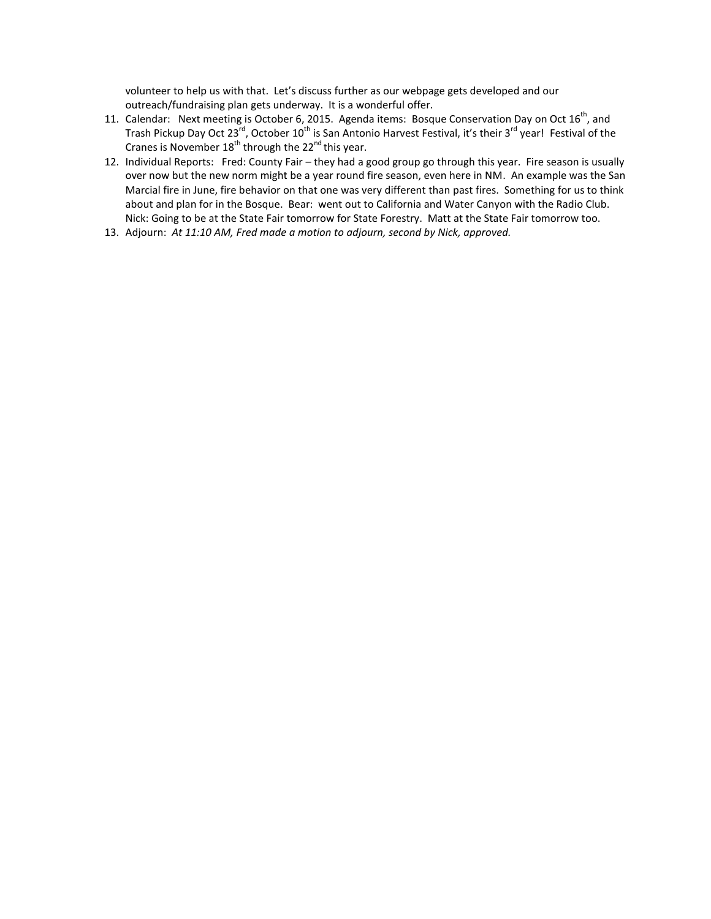volunteer to help us with that. Let's discuss further as our webpage gets developed and our outreach/fundraising plan gets underway. It is a wonderful offer.

11. Calendar: Next meeting is October 6, 2015. Agenda items: Bosque Conservation Day on Oct 16th, and Trash Pickup Day Oct 23rd, October 10th is San Antonio Harvest Festival, it's their 3rd year! Festival of the Cranes is November 18th through the 22nd this year.
12. Individual Reports: Fred: County Fair – they had a good group go through this year. Fire season is usually over now but the new norm might be a year round fire season, even here in NM. An example was the San Marcial fire in June, fire behavior on that one was very different than past fires. Something for us to think about and plan for in the Bosque. Bear: went out to California and Water Canyon with the Radio Club. Nick: Going to be at the State Fair tomorrow for State Forestry. Matt at the State Fair tomorrow too.
13. Adjourn: *At 11:10 AM, Fred made a motion to adjourn, second by Nick, approved.*